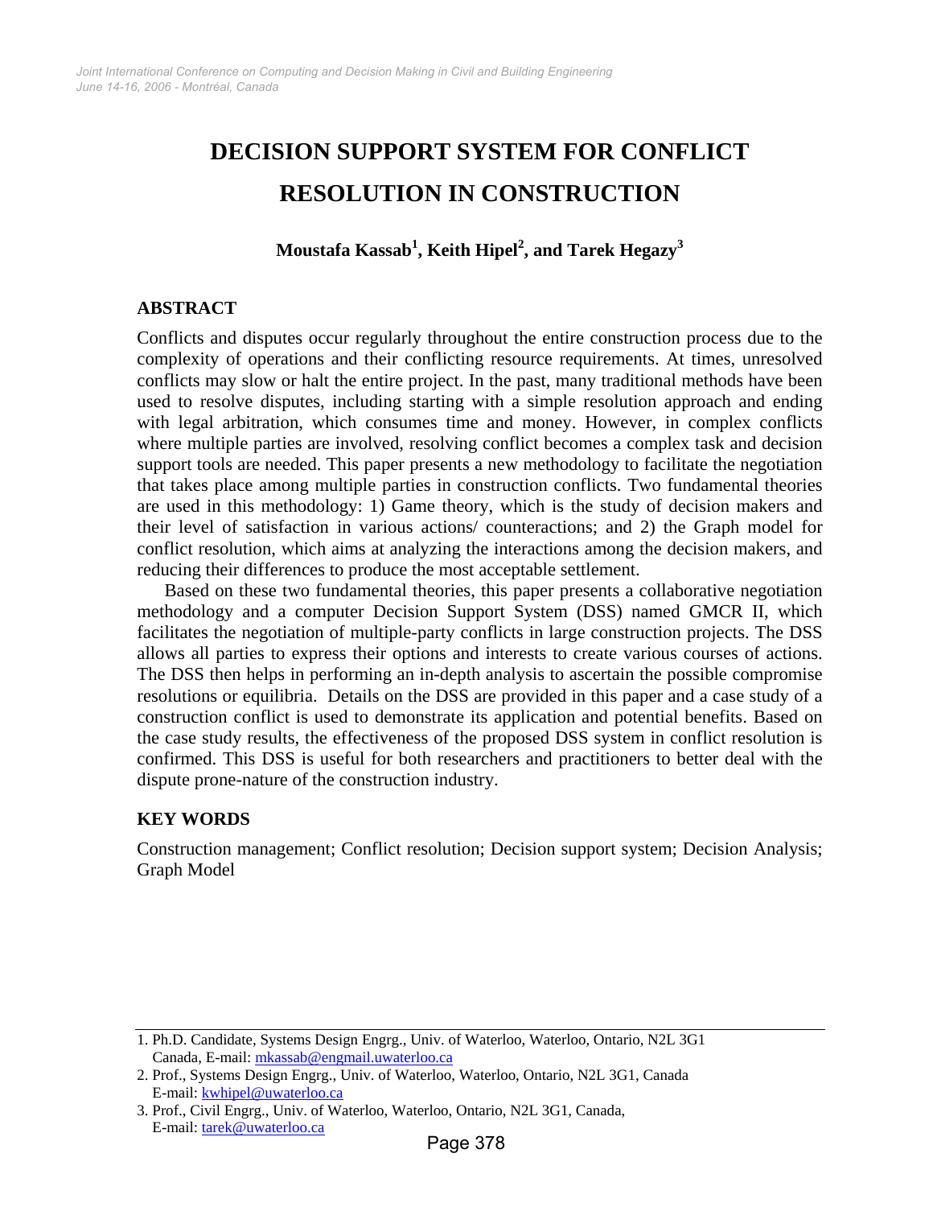# DECISION SUPPORT SYSTEM FOR CONFLICT RESOLUTION IN CONSTRUCTION

**Moustafa Kassab[1], Keith Hipel[2], and Tarek Hegazy[3]**

## ABSTRACT

Conflicts and disputes occur regularly throughout the entire construction process due to the complexity of operations and their conflicting resource requirements. At times, unresolved conflicts may slow or halt the entire project. In the past, many traditional methods have been used to resolve disputes, including starting with a simple resolution approach and ending with legal arbitration, which consumes time and money. However, in complex conflicts where multiple parties are involved, resolving conflict becomes a complex task and decision support tools are needed. This paper presents a new methodology to facilitate the negotiation that takes place among multiple parties in construction conflicts. Two fundamental theories are used in this methodology: 1) Game theory, which is the study of decision makers and their level of satisfaction in various actions/ counteractions; and 2) the Graph model for conflict resolution, which aims at analyzing the interactions among the decision makers, and reducing their differences to produce the most acceptable settlement.

Based on these two fundamental theories, this paper presents a collaborative negotiation methodology and a computer Decision Support System (DSS) named GMCR II, which facilitates the negotiation of multiple-party conflicts in large construction projects. The DSS allows all parties to express their options and interests to create various courses of actions. The DSS then helps in performing an in-depth analysis to ascertain the possible compromise resolutions or equilibria. Details on the DSS are provided in this paper and a case study of a construction conflict is used to demonstrate its application and potential benefits. Based on the case study results, the effectiveness of the proposed DSS system in conflict resolution is confirmed. This DSS is useful for both researchers and practitioners to better deal with the dispute prone-nature of the construction industry.

## KEY WORDS

Construction management; Conflict resolution; Decision support system; Decision Analysis; Graph Model

---

1. Ph.D. Candidate, Systems Design Engrg., Univ. of Waterloo, Waterloo, Ontario, N2L 3G1 Canada, E-mail: mkassab@engmail.uwaterloo.ca
2. Prof., Systems Design Engrg., Univ. of Waterloo, Waterloo, Ontario, N2L 3G1, Canada E-mail: kwhipel@uwaterloo.ca
3. Prof., Civil Engrg., Univ. of Waterloo, Waterloo, Ontario, N2L 3G1, Canada, E-mail: tarek@uwaterloo.ca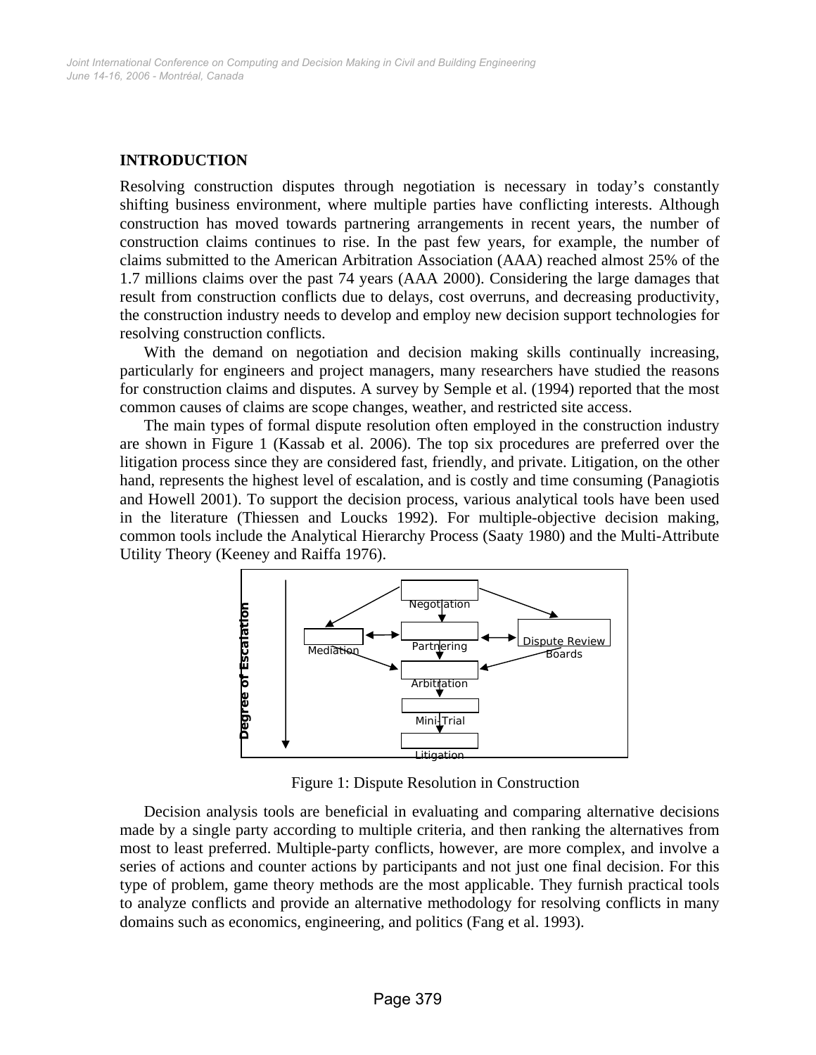## INTRODUCTION

Resolving construction disputes through negotiation is necessary in today's constantly shifting business environment, where multiple parties have conflicting interests. Although construction has moved towards partnering arrangements in recent years, the number of construction claims continues to rise. In the past few years, for example, the number of claims submitted to the American Arbitration Association (AAA) reached almost 25% of the 1.7 millions claims over the past 74 years (AAA 2000). Considering the large damages that result from construction conflicts due to delays, cost overruns, and decreasing productivity, the construction industry needs to develop and employ new decision support technologies for resolving construction conflicts.

With the demand on negotiation and decision making skills continually increasing, particularly for engineers and project managers, many researchers have studied the reasons for construction claims and disputes. A survey by Semple et al. (1994) reported that the most common causes of claims are scope changes, weather, and restricted site access.

The main types of formal dispute resolution often employed in the construction industry are shown in Figure 1 (Kassab et al. 2006). The top six procedures are preferred over the litigation process since they are considered fast, friendly, and private. Litigation, on the other hand, represents the highest level of escalation, and is costly and time consuming (Panagiotis and Howell 2001). To support the decision process, various analytical tools have been used in the literature (Thiessen and Loucks 1992). For multiple-objective decision making, common tools include the Analytical Hierarchy Process (Saaty 1980) and the Multi-Attribute Utility Theory (Keeney and Raiffa 1976).

Degree of Escalation

Negotiation

Mediation

Partnering

Dispute Review Boards

Arbitration

Mini-Trial

Litigation

Figure 1: Dispute Resolution in Construction

Decision analysis tools are beneficial in evaluating and comparing alternative decisions made by a single party according to multiple criteria, and then ranking the alternatives from most to least preferred. Multiple-party conflicts, however, are more complex, and involve a series of actions and counter actions by participants and not just one final decision. For this type of problem, game theory methods are the most applicable. They furnish practical tools to analyze conflicts and provide an alternative methodology for resolving conflicts in many domains such as economics, engineering, and politics (Fang et al. 1993).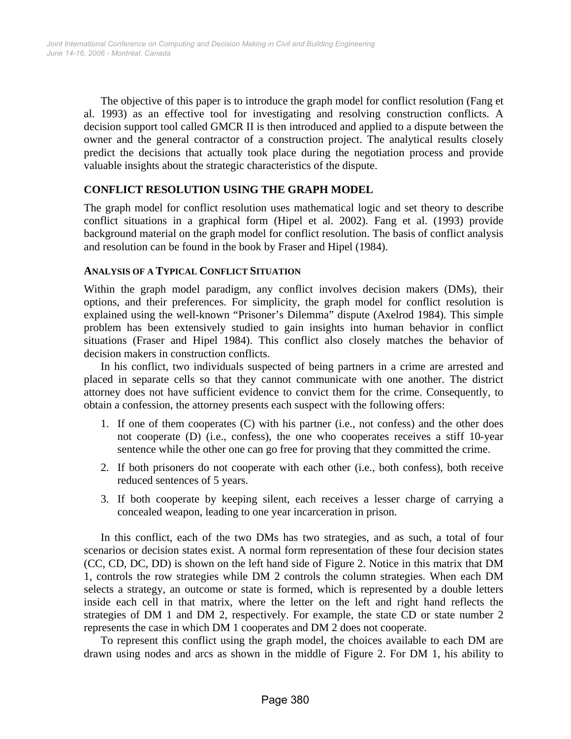The objective of this paper is to introduce the graph model for conflict resolution (Fang et al. 1993) as an effective tool for investigating and resolving construction conflicts. A decision support tool called GMCR II is then introduced and applied to a dispute between the owner and the general contractor of a construction project. The analytical results closely predict the decisions that actually took place during the negotiation process and provide valuable insights about the strategic characteristics of the dispute.

## CONFLICT RESOLUTION USING THE GRAPH MODEL

The graph model for conflict resolution uses mathematical logic and set theory to describe conflict situations in a graphical form (Hipel et al. 2002). Fang et al. (1993) provide background material on the graph model for conflict resolution. The basis of conflict analysis and resolution can be found in the book by Fraser and Hipel (1984).

### ANALYSIS OF A TYPICAL CONFLICT SITUATION

Within the graph model paradigm, any conflict involves decision makers (DMs), their options, and their preferences. For simplicity, the graph model for conflict resolution is explained using the well-known "Prisoner's Dilemma" dispute (Axelrod 1984). This simple problem has been extensively studied to gain insights into human behavior in conflict situations (Fraser and Hipel 1984). This conflict also closely matches the behavior of decision makers in construction conflicts.

In his conflict, two individuals suspected of being partners in a crime are arrested and placed in separate cells so that they cannot communicate with one another. The district attorney does not have sufficient evidence to convict them for the crime. Consequently, to obtain a confession, the attorney presents each suspect with the following offers:

1. If one of them cooperates (C) with his partner (i.e., not confess) and the other does not cooperate (D) (i.e., confess), the one who cooperates receives a stiff 10-year sentence while the other one can go free for proving that they committed the crime.
2. If both prisoners do not cooperate with each other (i.e., both confess), both receive reduced sentences of 5 years.
3. If both cooperate by keeping silent, each receives a lesser charge of carrying a concealed weapon, leading to one year incarceration in prison.

In this conflict, each of the two DMs has two strategies, and as such, a total of four scenarios or decision states exist. A normal form representation of these four decision states (CC, CD, DC, DD) is shown on the left hand side of Figure 2. Notice in this matrix that DM 1, controls the row strategies while DM 2 controls the column strategies. When each DM selects a strategy, an outcome or state is formed, which is represented by a double letters inside each cell in that matrix, where the letter on the left and right hand reflects the strategies of DM 1 and DM 2, respectively. For example, the state CD or state number 2 represents the case in which DM 1 cooperates and DM 2 does not cooperate.

To represent this conflict using the graph model, the choices available to each DM are drawn using nodes and arcs as shown in the middle of Figure 2. For DM 1, his ability to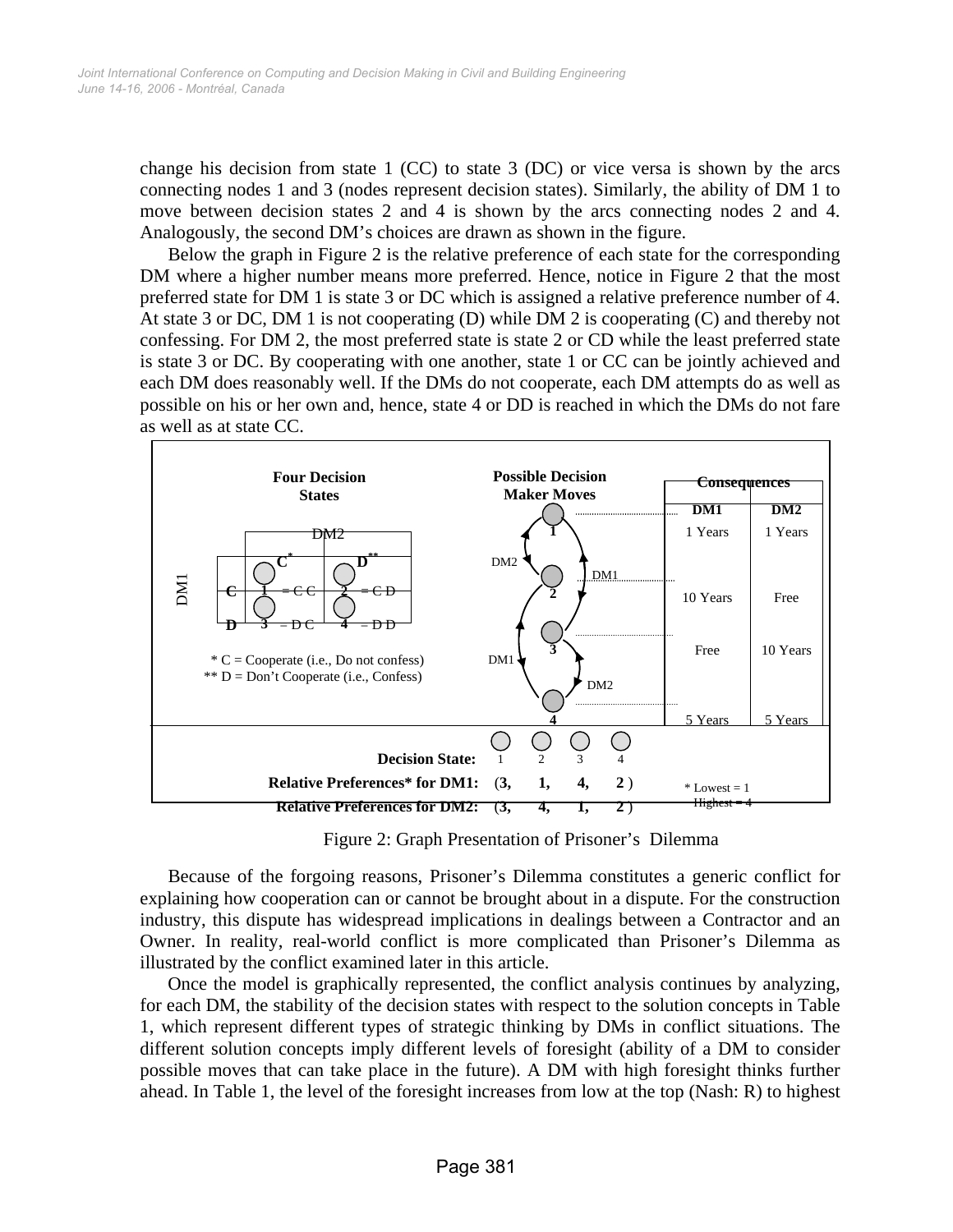change his decision from state 1 (CC) to state 3 (DC) or vice versa is shown by the arcs connecting nodes 1 and 3 (nodes represent decision states). Similarly, the ability of DM 1 to move between decision states 2 and 4 is shown by the arcs connecting nodes 2 and 4. Analogously, the second DM's choices are drawn as shown in the figure.

Below the graph in Figure 2 is the relative preference of each state for the corresponding DM where a higher number means more preferred. Hence, notice in Figure 2 that the most preferred state for DM 1 is state 3 or DC which is assigned a relative preference number of 4. At state 3 or DC, DM 1 is not cooperating (D) while DM 2 is cooperating (C) and thereby not confessing. For DM 2, the most preferred state is state 2 or CD while the least preferred state is state 3 or DC. By cooperating with one another, state 1 or CC can be jointly achieved and each DM does reasonably well. If the DMs do not cooperate, each DM attempts do as well as possible on his or her own and, hence, state 4 or DD is reached in which the DMs do not fare as well as at state CC.

**Four Decision States**

| | | DM2 | |
|---|---|---|---|
| | | C* | D** |
| DM1 | C | 1 = C C | 2 = C D |
| | D | 3 = D C | 4 = D D |

\* C = Cooperate (i.e., Do not confess)
\** D = Don't Cooperate (i.e., Confess)

**Possible Decision Maker Moves** and **Consequences**

| State | DM1 | DM2 |
|---|---|---|
| 1 | 1 Years | 1 Years |
| 2 | 10 Years | Free |
| 3 | Free | 10 Years |
| 4 | 5 Years | 5 Years |

| Decision State: | 1 | 2 | 3 | 4 |
|---|---|---|---|---|
| Relative Preferences* for DM1: | 3 | 1 | 4 | 2 |
| Relative Preferences for DM2: | 3 | 4 | 1 | 2 |

\* Lowest = 1, Highest = 4

Figure 2: Graph Presentation of Prisoner's Dilemma

Because of the forgoing reasons, Prisoner's Dilemma constitutes a generic conflict for explaining how cooperation can or cannot be brought about in a dispute. For the construction industry, this dispute has widespread implications in dealings between a Contractor and an Owner. In reality, real-world conflict is more complicated than Prisoner's Dilemma as illustrated by the conflict examined later in this article.

Once the model is graphically represented, the conflict analysis continues by analyzing, for each DM, the stability of the decision states with respect to the solution concepts in Table 1, which represent different types of strategic thinking by DMs in conflict situations. The different solution concepts imply different levels of foresight (ability of a DM to consider possible moves that can take place in the future). A DM with high foresight thinks further ahead. In Table 1, the level of the foresight increases from low at the top (Nash: R) to highest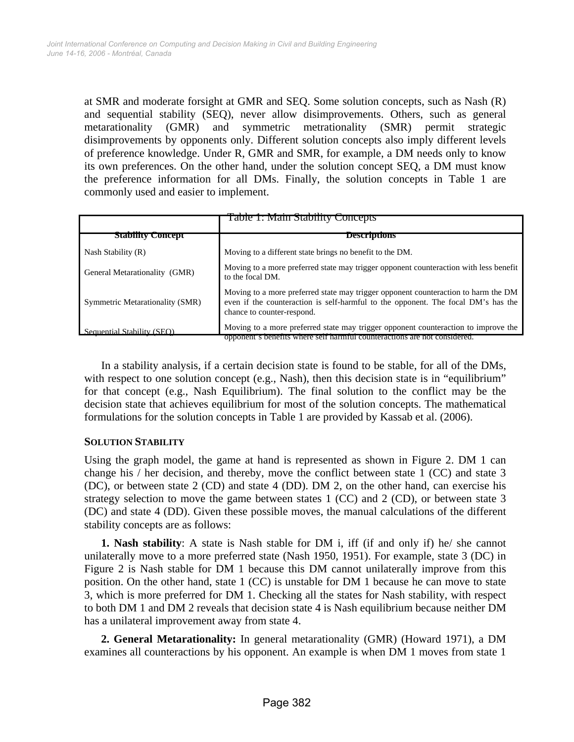at SMR and moderate forsight at GMR and SEQ. Some solution concepts, such as Nash (R) and sequential stability (SEQ), never allow disimprovements. Others, such as general metarationality (GMR) and symmetric metrationality (SMR) permit strategic disimprovements by opponents only. Different solution concepts also imply different levels of preference knowledge. Under R, GMR and SMR, for example, a DM needs only to know its own preferences. On the other hand, under the solution concept SEQ, a DM must know the preference information for all DMs. Finally, the solution concepts in Table 1 are commonly used and easier to implement.

Table 1: Main Stability Concepts

| Stability Concept | Descriptions |
|---|---|
| Nash Stability (R) | Moving to a different state brings no benefit to the DM. |
| General Metarationality (GMR) | Moving to a more preferred state may trigger opponent counteraction with less benefit to the focal DM. |
| Symmetric Metarationality (SMR) | Moving to a more preferred state may trigger opponent counteraction to harm the DM even if the counteraction is self-harmful to the opponent. The focal DM's has the chance to counter-respond. |
| Sequential Stability (SEQ) | Moving to a more preferred state may trigger opponent counteraction to improve the opponent's benefits where self harmful counteractions are not considered. |

In a stability analysis, if a certain decision state is found to be stable, for all of the DMs, with respect to one solution concept (e.g., Nash), then this decision state is in "equilibrium" for that concept (e.g., Nash Equilibrium). The final solution to the conflict may be the decision state that achieves equilibrium for most of the solution concepts. The mathematical formulations for the solution concepts in Table 1 are provided by Kassab et al. (2006).

## SOLUTION STABILITY

Using the graph model, the game at hand is represented as shown in Figure 2. DM 1 can change his / her decision, and thereby, move the conflict between state 1 (CC) and state 3 (DC), or between state 2 (CD) and state 4 (DD). DM 2, on the other hand, can exercise his strategy selection to move the game between states 1 (CC) and 2 (CD), or between state 3 (DC) and state 4 (DD). Given these possible moves, the manual calculations of the different stability concepts are as follows:

**1. Nash stability**: A state is Nash stable for DM i, iff (if and only if) he/ she cannot unilaterally move to a more preferred state (Nash 1950, 1951). For example, state 3 (DC) in Figure 2 is Nash stable for DM 1 because this DM cannot unilaterally improve from this position. On the other hand, state 1 (CC) is unstable for DM 1 because he can move to state 3, which is more preferred for DM 1. Checking all the states for Nash stability, with respect to both DM 1 and DM 2 reveals that decision state 4 is Nash equilibrium because neither DM has a unilateral improvement away from state 4.

**2. General Metarationality:** In general metarationality (GMR) (Howard 1971), a DM examines all counteractions by his opponent. An example is when DM 1 moves from state 1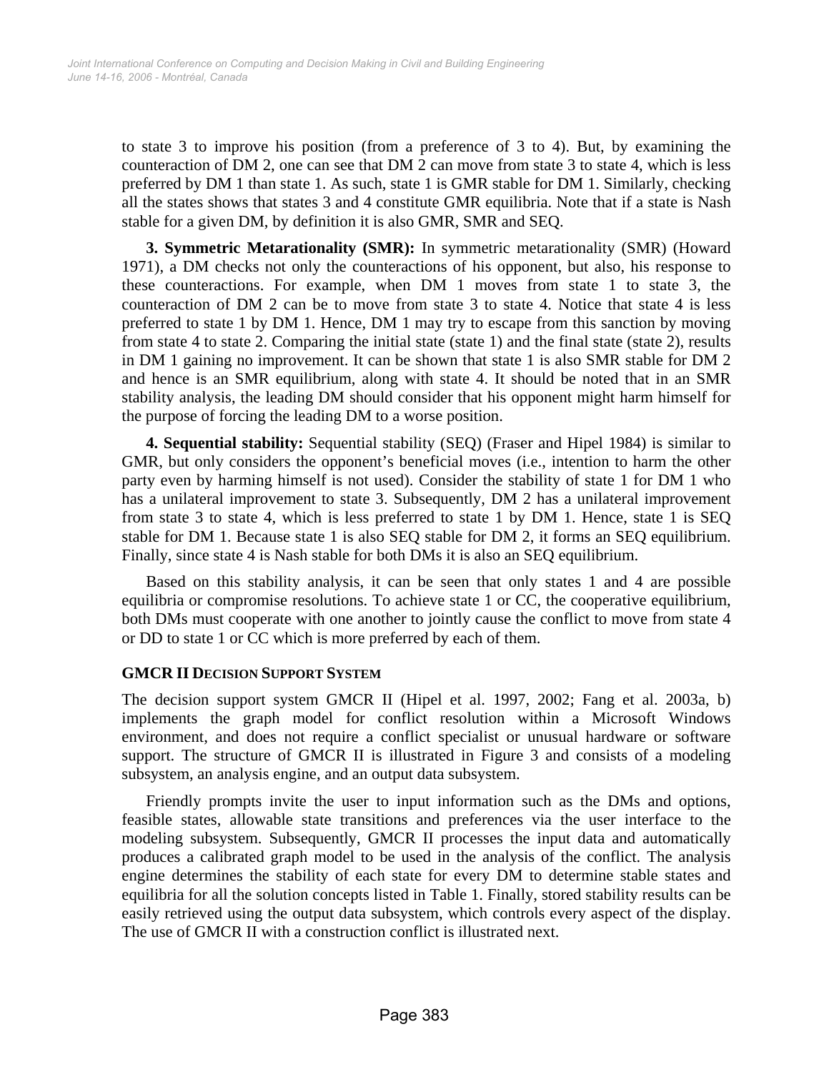to state 3 to improve his position (from a preference of 3 to 4). But, by examining the counteraction of DM 2, one can see that DM 2 can move from state 3 to state 4, which is less preferred by DM 1 than state 1. As such, state 1 is GMR stable for DM 1. Similarly, checking all the states shows that states 3 and 4 constitute GMR equilibria. Note that if a state is Nash stable for a given DM, by definition it is also GMR, SMR and SEQ.

**3. Symmetric Metarationality (SMR):** In symmetric metarationality (SMR) (Howard 1971), a DM checks not only the counteractions of his opponent, but also, his response to these counteractions. For example, when DM 1 moves from state 1 to state 3, the counteraction of DM 2 can be to move from state 3 to state 4. Notice that state 4 is less preferred to state 1 by DM 1. Hence, DM 1 may try to escape from this sanction by moving from state 4 to state 2. Comparing the initial state (state 1) and the final state (state 2), results in DM 1 gaining no improvement. It can be shown that state 1 is also SMR stable for DM 2 and hence is an SMR equilibrium, along with state 4. It should be noted that in an SMR stability analysis, the leading DM should consider that his opponent might harm himself for the purpose of forcing the leading DM to a worse position.

**4. Sequential stability:** Sequential stability (SEQ) (Fraser and Hipel 1984) is similar to GMR, but only considers the opponent's beneficial moves (i.e., intention to harm the other party even by harming himself is not used). Consider the stability of state 1 for DM 1 who has a unilateral improvement to state 3. Subsequently, DM 2 has a unilateral improvement from state 3 to state 4, which is less preferred to state 1 by DM 1. Hence, state 1 is SEQ stable for DM 1. Because state 1 is also SEQ stable for DM 2, it forms an SEQ equilibrium. Finally, since state 4 is Nash stable for both DMs it is also an SEQ equilibrium.

Based on this stability analysis, it can be seen that only states 1 and 4 are possible equilibria or compromise resolutions. To achieve state 1 or CC, the cooperative equilibrium, both DMs must cooperate with one another to jointly cause the conflict to move from state 4 or DD to state 1 or CC which is more preferred by each of them.

## GMCR II DECISION SUPPORT SYSTEM

The decision support system GMCR II (Hipel et al. 1997, 2002; Fang et al. 2003a, b) implements the graph model for conflict resolution within a Microsoft Windows environment, and does not require a conflict specialist or unusual hardware or software support. The structure of GMCR II is illustrated in Figure 3 and consists of a modeling subsystem, an analysis engine, and an output data subsystem.

Friendly prompts invite the user to input information such as the DMs and options, feasible states, allowable state transitions and preferences via the user interface to the modeling subsystem. Subsequently, GMCR II processes the input data and automatically produces a calibrated graph model to be used in the analysis of the conflict. The analysis engine determines the stability of each state for every DM to determine stable states and equilibria for all the solution concepts listed in Table 1. Finally, stored stability results can be easily retrieved using the output data subsystem, which controls every aspect of the display. The use of GMCR II with a construction conflict is illustrated next.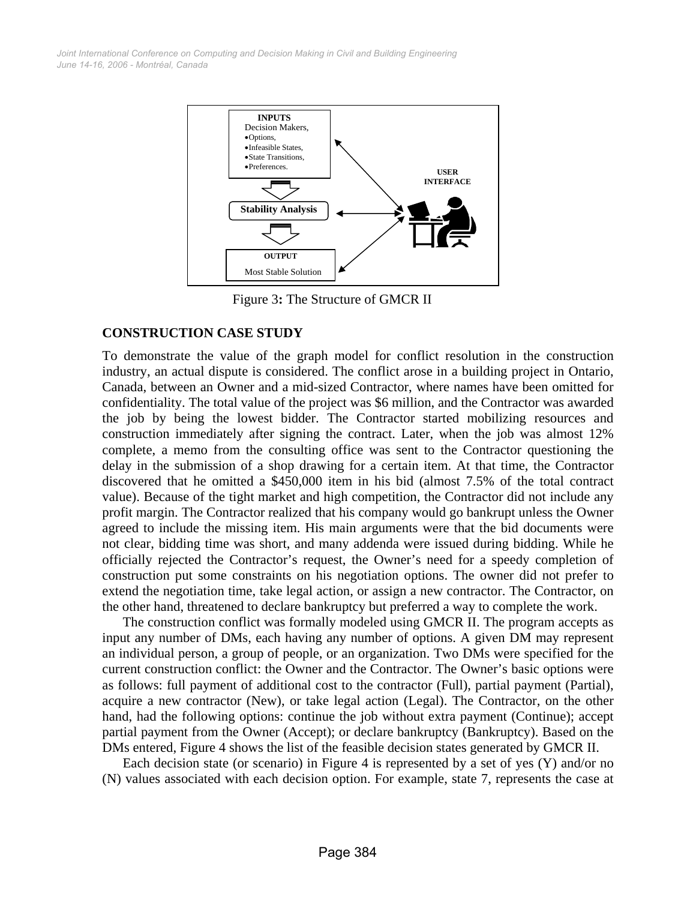Figure 3: The Structure of GMCR II

## CONSTRUCTION CASE STUDY

To demonstrate the value of the graph model for conflict resolution in the construction industry, an actual dispute is considered. The conflict arose in a building project in Ontario, Canada, between an Owner and a mid-sized Contractor, where names have been omitted for confidentiality. The total value of the project was $6 million, and the Contractor was awarded the job by being the lowest bidder. The Contractor started mobilizing resources and construction immediately after signing the contract. Later, when the job was almost 12% complete, a memo from the consulting office was sent to the Contractor questioning the delay in the submission of a shop drawing for a certain item. At that time, the Contractor discovered that he omitted a $450,000 item in his bid (almost 7.5% of the total contract value). Because of the tight market and high competition, the Contractor did not include any profit margin. The Contractor realized that his company would go bankrupt unless the Owner agreed to include the missing item. His main arguments were that the bid documents were not clear, bidding time was short, and many addenda were issued during bidding. While he officially rejected the Contractor's request, the Owner's need for a speedy completion of construction put some constraints on his negotiation options. The owner did not prefer to extend the negotiation time, take legal action, or assign a new contractor. The Contractor, on the other hand, threatened to declare bankruptcy but preferred a way to complete the work.

The construction conflict was formally modeled using GMCR II. The program accepts as input any number of DMs, each having any number of options. A given DM may represent an individual person, a group of people, or an organization. Two DMs were specified for the current construction conflict: the Owner and the Contractor. The Owner's basic options were as follows: full payment of additional cost to the contractor (Full), partial payment (Partial), acquire a new contractor (New), or take legal action (Legal). The Contractor, on the other hand, had the following options: continue the job without extra payment (Continue); accept partial payment from the Owner (Accept); or declare bankruptcy (Bankruptcy). Based on the DMs entered, Figure 4 shows the list of the feasible decision states generated by GMCR II.

Each decision state (or scenario) in Figure 4 is represented by a set of yes (Y) and/or no (N) values associated with each decision option. For example, state 7, represents the case at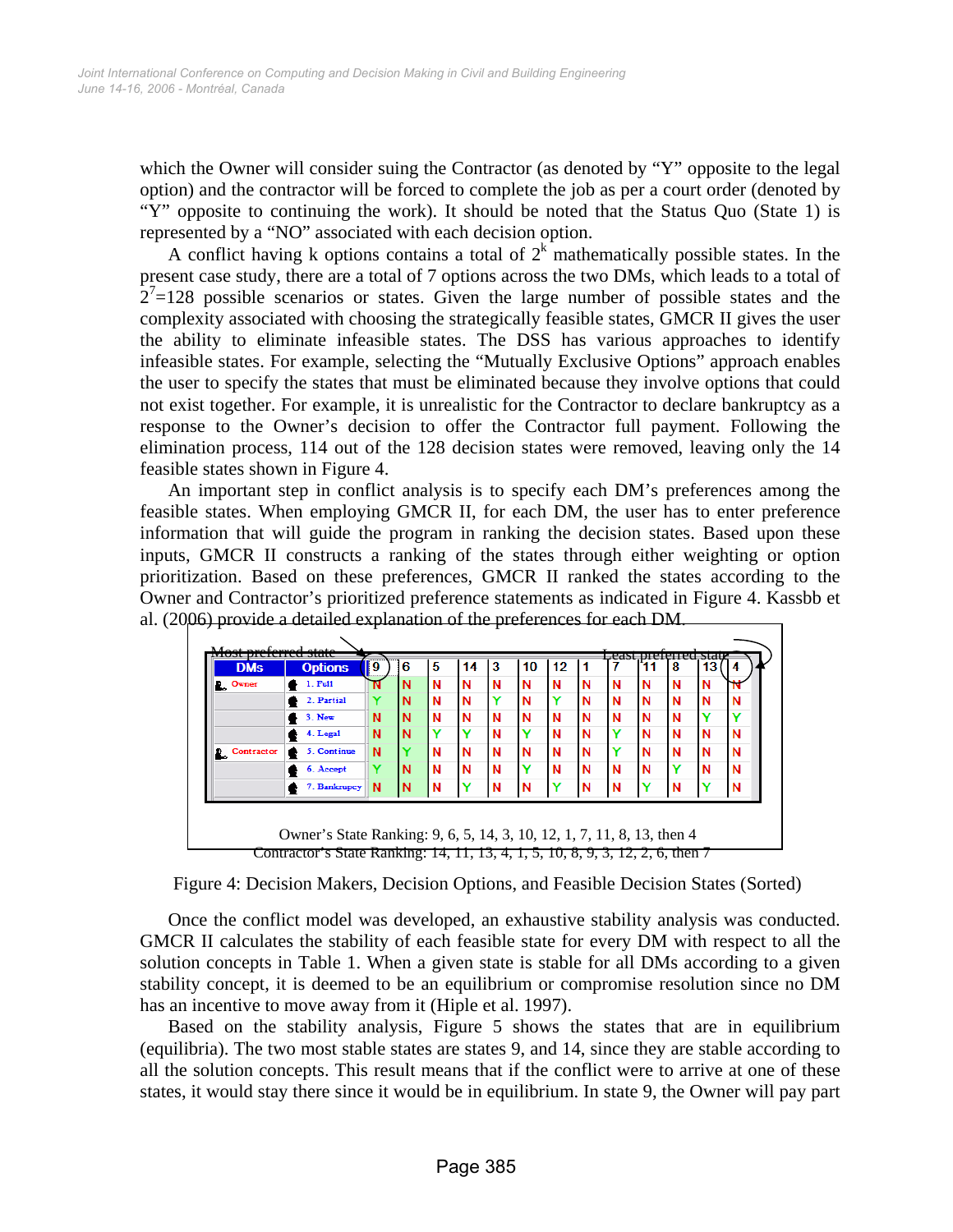which the Owner will consider suing the Contractor (as denoted by "Y" opposite to the legal option) and the contractor will be forced to complete the job as per a court order (denoted by "Y" opposite to continuing the work). It should be noted that the Status Quo (State 1) is represented by a "NO" associated with each decision option.

A conflict having k options contains a total of $2^k$ mathematically possible states. In the present case study, there are a total of 7 options across the two DMs, which leads to a total of $2^7$=128 possible scenarios or states. Given the large number of possible states and the complexity associated with choosing the strategically feasible states, GMCR II gives the user the ability to eliminate infeasible states. The DSS has various approaches to identify infeasible states. For example, selecting the "Mutually Exclusive Options" approach enables the user to specify the states that must be eliminated because they involve options that could not exist together. For example, it is unrealistic for the Contractor to declare bankruptcy as a response to the Owner's decision to offer the Contractor full payment. Following the elimination process, 114 out of the 128 decision states were removed, leaving only the 14 feasible states shown in Figure 4.

An important step in conflict analysis is to specify each DM's preferences among the feasible states. When employing GMCR II, for each DM, the user has to enter preference information that will guide the program in ranking the decision states. Based upon these inputs, GMCR II constructs a ranking of the states through either weighting or option prioritization. Based on these preferences, GMCR II ranked the states according to the Owner and Contractor's prioritized preference statements as indicated in Figure 4. Kassbb et al. (2006) provide a detailed explanation of the preferences for each DM.

Most preferred state → 9 … Least preferred state → 4

| DMs | Options | 9 | 6 | 5 | 14 | 3 | 10 | 12 | 1 | 7 | 11 | 8 | 13 | 4 |
|---|---|---|---|---|---|---|---|---|---|---|---|---|---|---|
| Owner | 1. Full | N | N | N | N | N | N | N | N | N | N | N | N | N |
| | 2. Partial | Y | N | N | N | Y | N | Y | N | N | N | N | N | N |
| | 3. New | N | N | N | N | N | N | N | N | N | N | N | Y | Y |
| | 4. Legal | N | N | Y | Y | N | Y | N | N | Y | N | N | N | N |
| Contractor | 5. Continue | N | Y | N | N | N | N | N | N | Y | N | N | N | N |
| | 6. Accept | Y | N | N | N | N | Y | N | N | N | N | Y | N | N |
| | 7. Bankrupcy | N | N | N | Y | N | N | Y | N | N | Y | N | Y | N |

Owner's State Ranking: 9, 6, 5, 14, 3, 10, 12, 1, 7, 11, 8, 13, then 4
Contractor's State Ranking: 14, 11, 13, 4, 1, 5, 10, 8, 9, 3, 12, 2, 6, then 7

Figure 4: Decision Makers, Decision Options, and Feasible Decision States (Sorted)

Once the conflict model was developed, an exhaustive stability analysis was conducted. GMCR II calculates the stability of each feasible state for every DM with respect to all the solution concepts in Table 1. When a given state is stable for all DMs according to a given stability concept, it is deemed to be an equilibrium or compromise resolution since no DM has an incentive to move away from it (Hiple et al. 1997).

Based on the stability analysis, Figure 5 shows the states that are in equilibrium (equilibria). The two most stable states are states 9, and 14, since they are stable according to all the solution concepts. This result means that if the conflict were to arrive at one of these states, it would stay there since it would be in equilibrium. In state 9, the Owner will pay part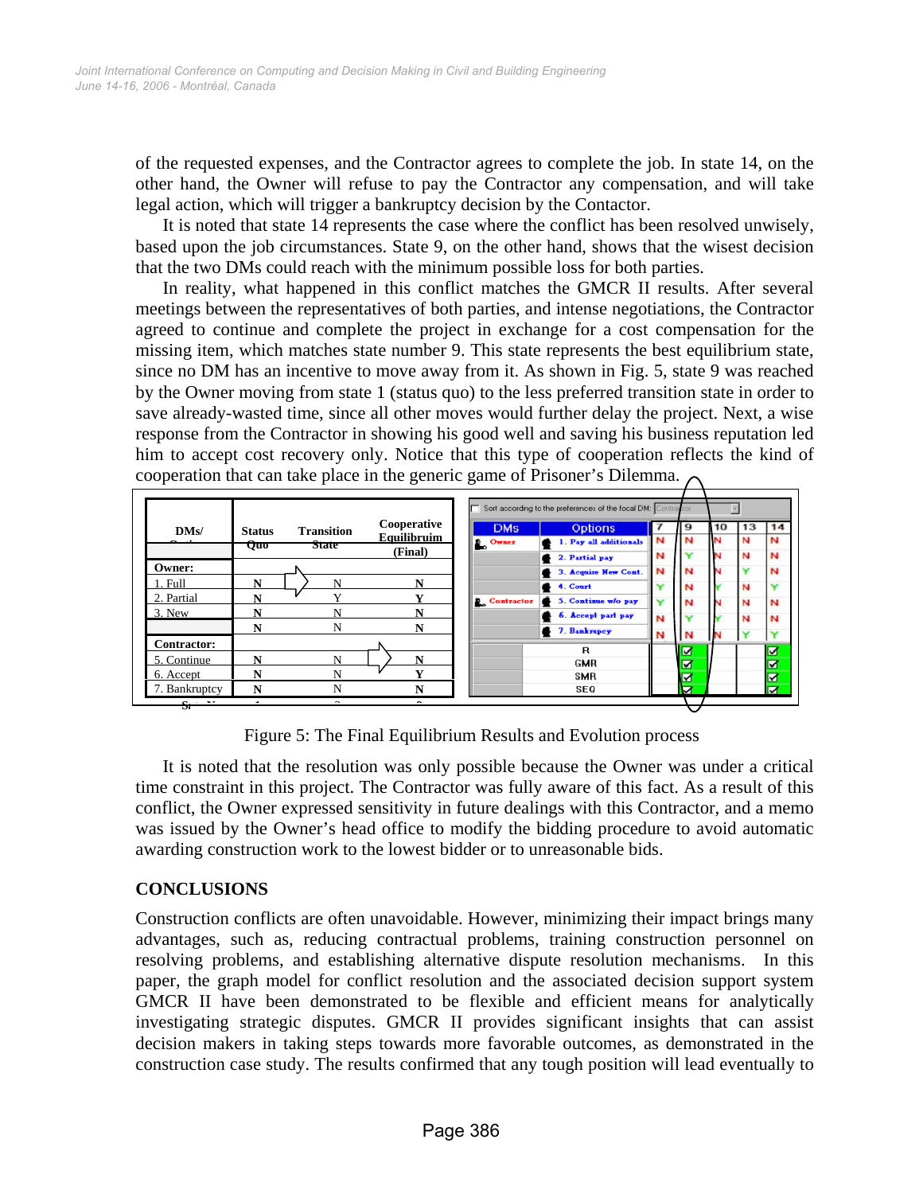of the requested expenses, and the Contractor agrees to complete the job. In state 14, on the other hand, the Owner will refuse to pay the Contractor any compensation, and will take legal action, which will trigger a bankruptcy decision by the Contactor.

It is noted that state 14 represents the case where the conflict has been resolved unwisely, based upon the job circumstances. State 9, on the other hand, shows that the wisest decision that the two DMs could reach with the minimum possible loss for both parties.

In reality, what happened in this conflict matches the GMCR II results. After several meetings between the representatives of both parties, and intense negotiations, the Contractor agreed to continue and complete the project in exchange for a cost compensation for the missing item, which matches state number 9. This state represents the best equilibrium state, since no DM has an incentive to move away from it. As shown in Fig. 5, state 9 was reached by the Owner moving from state 1 (status quo) to the less preferred transition state in order to save already-wasted time, since all other moves would further delay the project. Next, a wise response from the Contractor in showing his good well and saving his business reputation led him to accept cost recovery only. Notice that this type of cooperation reflects the kind of cooperation that can take place in the generic game of Prisoner's Dilemma.

| DMs/ Options | Status Quo | Transition State | Cooperative Equilibruim (Final) |
|---|---|---|---|
| **Owner:** | | | |
| 1. Full | N | N | N |
| 2. Partial | N | Y | Y |
| 3. New | N | N | N |
| | N | N | N |
| **Contractor:** | | | |
| 5. Continue | N | N | N |
| 6. Accept | N | N | Y |
| 7. Bankruptcy | N | N | N |

| DMs | Options | 7 | 9 | 10 | 13 | 14 |
|---|---|---|---|---|---|---|
| Owner | 1. Pay all additionals | N | N | N | N | N |
| | 2. Partial pay | N | Y | N | N | N |
| | 3. Acquire New Cont. | N | N | N | Y | N |
| | 4. Court | Y | N | Y | N | Y |
| Contractor | 5. Continue w/o pay | Y | N | N | N | N |
| | 6. Accept part pay | N | Y | Y | N | N |
| | 7. Bankrupcy | N | N | N | Y | Y |
| | R | | ☑ | | | ☑ |
| | GMR | | ☑ | | | ☑ |
| | SMR | | ☑ | | | ☑ |
| | SEQ | | ☑ | | | ☑ |

Figure 5: The Final Equilibrium Results and Evolution process

It is noted that the resolution was only possible because the Owner was under a critical time constraint in this project. The Contractor was fully aware of this fact. As a result of this conflict, the Owner expressed sensitivity in future dealings with this Contractor, and a memo was issued by the Owner's head office to modify the bidding procedure to avoid automatic awarding construction work to the lowest bidder or to unreasonable bids.

## CONCLUSIONS

Construction conflicts are often unavoidable. However, minimizing their impact brings many advantages, such as, reducing contractual problems, training construction personnel on resolving problems, and establishing alternative dispute resolution mechanisms. In this paper, the graph model for conflict resolution and the associated decision support system GMCR II have been demonstrated to be flexible and efficient means for analytically investigating strategic disputes. GMCR II provides significant insights that can assist decision makers in taking steps towards more favorable outcomes, as demonstrated in the construction case study. The results confirmed that any tough position will lead eventually to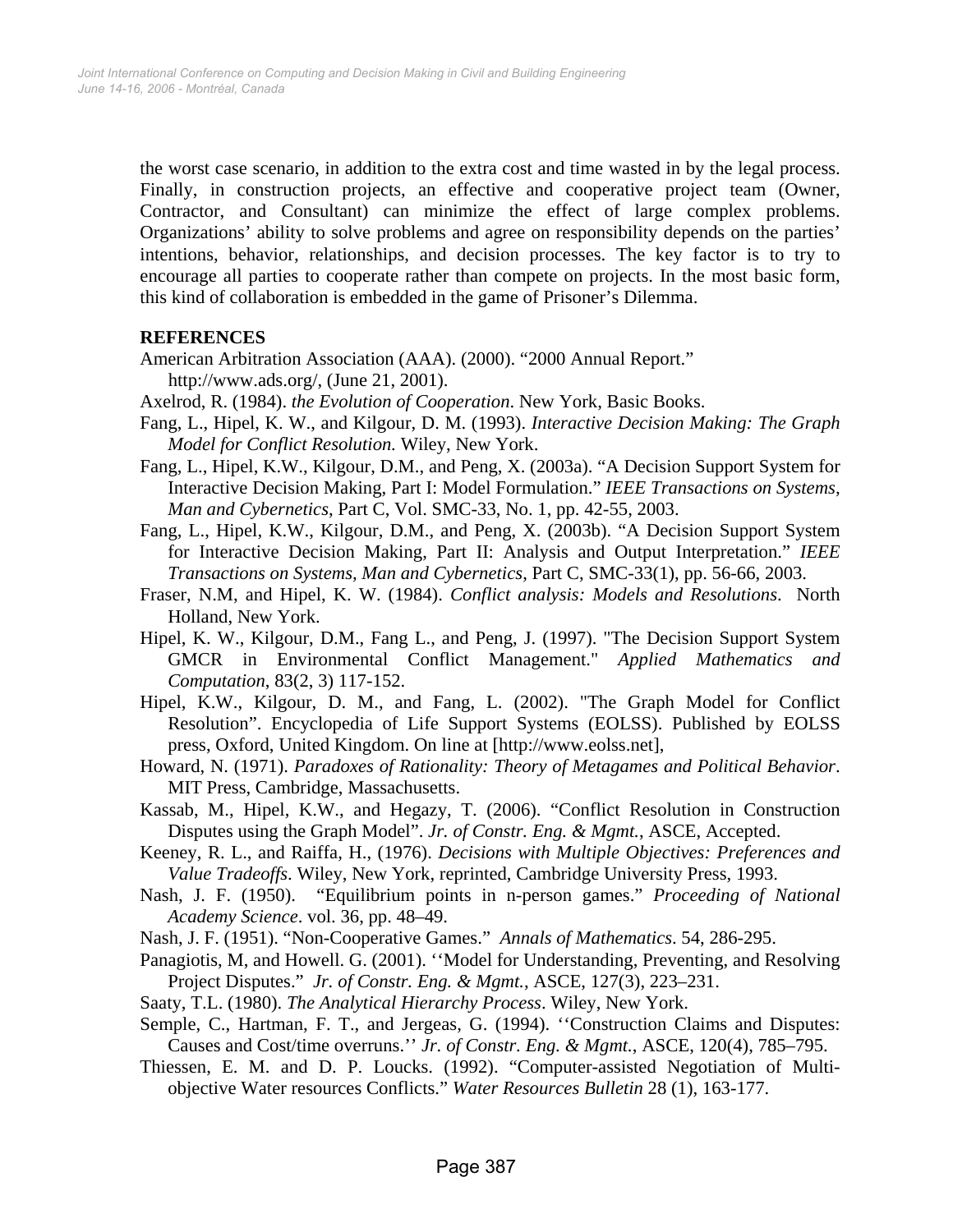the worst case scenario, in addition to the extra cost and time wasted in by the legal process. Finally, in construction projects, an effective and cooperative project team (Owner, Contractor, and Consultant) can minimize the effect of large complex problems. Organizations' ability to solve problems and agree on responsibility depends on the parties' intentions, behavior, relationships, and decision processes. The key factor is to try to encourage all parties to cooperate rather than compete on projects. In the most basic form, this kind of collaboration is embedded in the game of Prisoner's Dilemma.

## REFERENCES

American Arbitration Association (AAA). (2000). "2000 Annual Report." http://www.ads.org/, (June 21, 2001).

Axelrod, R. (1984). *the Evolution of Cooperation*. New York, Basic Books.

Fang, L., Hipel, K. W., and Kilgour, D. M. (1993). *Interactive Decision Making: The Graph Model for Conflict Resolution.* Wiley, New York.

Fang, L., Hipel, K.W., Kilgour, D.M., and Peng, X. (2003a). "A Decision Support System for Interactive Decision Making, Part I: Model Formulation." *IEEE Transactions on Systems, Man and Cybernetics*, Part C, Vol. SMC-33, No. 1, pp. 42-55, 2003.

Fang, L., Hipel, K.W., Kilgour, D.M., and Peng, X. (2003b). "A Decision Support System for Interactive Decision Making, Part II: Analysis and Output Interpretation." *IEEE Transactions on Systems, Man and Cybernetics*, Part C, SMC-33(1), pp. 56-66, 2003.

Fraser, N.M, and Hipel, K. W. (1984). *Conflict analysis: Models and Resolutions*. North Holland, New York.

Hipel, K. W., Kilgour, D.M., Fang L., and Peng, J. (1997). "The Decision Support System GMCR in Environmental Conflict Management." *Applied Mathematics and Computation*, 83(2, 3) 117-152.

Hipel, K.W., Kilgour, D. M., and Fang, L. (2002). "The Graph Model for Conflict Resolution". Encyclopedia of Life Support Systems (EOLSS). Published by EOLSS press, Oxford, United Kingdom. On line at [http://www.eolss.net],

Howard, N. (1971). *Paradoxes of Rationality: Theory of Metagames and Political Behavior*. MIT Press, Cambridge, Massachusetts.

Kassab, M., Hipel, K.W., and Hegazy, T. (2006). "Conflict Resolution in Construction Disputes using the Graph Model". *Jr. of Constr. Eng. & Mgmt.*, ASCE, Accepted.

Keeney, R. L., and Raiffa, H., (1976). *Decisions with Multiple Objectives: Preferences and Value Tradeoffs*. Wiley, New York, reprinted, Cambridge University Press, 1993.

Nash, J. F. (1950). "Equilibrium points in n-person games." *Proceeding of National Academy Science*. vol. 36, pp. 48–49.

Nash, J. F. (1951). "Non-Cooperative Games." *Annals of Mathematics*. 54, 286-295.

Panagiotis, M, and Howell. G. (2001). ''Model for Understanding, Preventing, and Resolving Project Disputes." *Jr. of Constr. Eng. & Mgmt.*, ASCE, 127(3), 223–231.

Saaty, T.L. (1980). *The Analytical Hierarchy Process*. Wiley, New York.

Semple, C., Hartman, F. T., and Jergeas, G. (1994). ''Construction Claims and Disputes: Causes and Cost/time overruns.'' *Jr. of Constr. Eng. & Mgmt.*, ASCE, 120(4), 785–795.

Thiessen, E. M. and D. P. Loucks. (1992). "Computer-assisted Negotiation of Multi-objective Water resources Conflicts." *Water Resources Bulletin* 28 (1), 163-177.